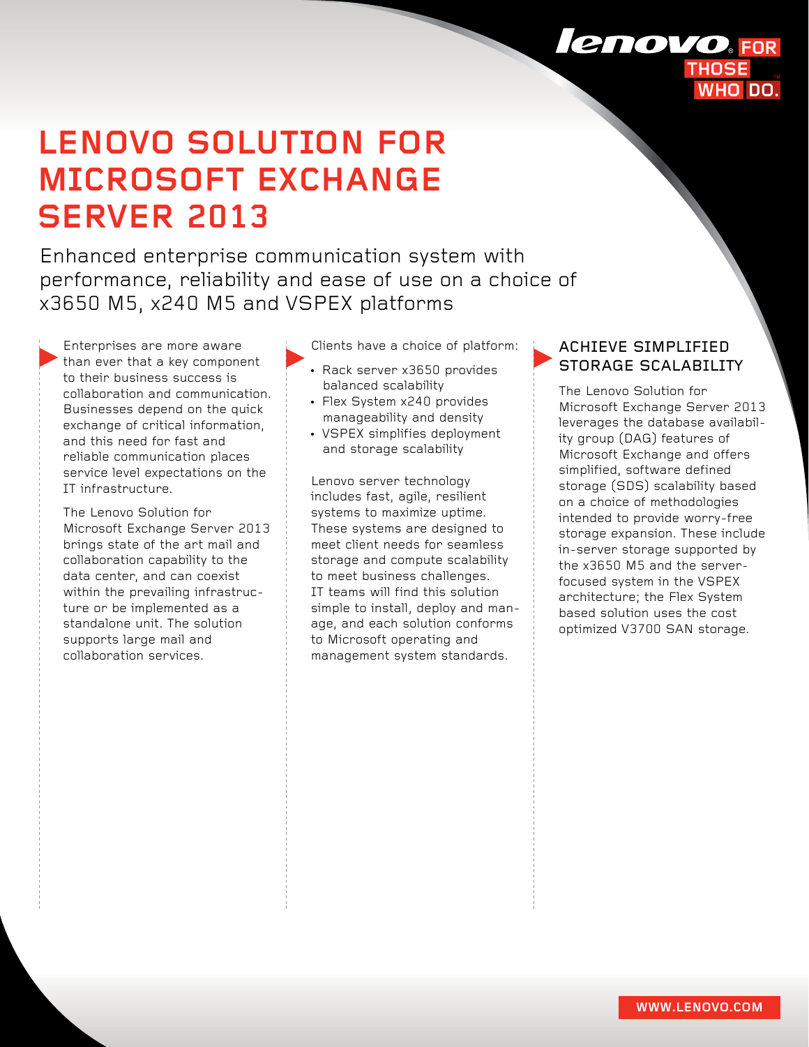# LENOVO SOLUTION FOR MICROSOFT EXCHANGE SERVER 2013

Enhanced enterprise communication system with performance, reliability and ease of use on a choice of x3650 M5, x240 M5 and VSPEX platforms

Enterprises are more aware than ever that a key component to their business success is collaboration and communication. Businesses depend on the quick exchange of critical information, and this need for fast and reliable communication places service level expectations on the IT infrastructure.

The Lenovo Solution for Microsoft Exchange Server 2013 brings state of the art mail and collaboration capability to the data center, and can coexist within the prevailing infrastructure or be implemented as a standalone unit. The solution supports large mail and collaboration services.

Clients have a choice of platform:

- Rack server x3650 provides balanced scalability
- Flex System x240 provides manageability and density
- VSPEX simplifies deployment and storage scalability

Lenovo server technology includes fast, agile, resilient systems to maximize uptime. These systems are designed to meet client needs for seamless storage and compute scalability to meet business challenges. IT teams will find this solution simple to install, deploy and manage, and each solution conforms to Microsoft operating and management system standards.

## ACHIEVE SIMPLIFIED STORAGE SCALABILITY

The Lenovo Solution for Microsoft Exchange Server 2013 leverages the database availability group (DAG) features of Microsoft Exchange and offers simplified, software defined storage (SDS) scalability based on a choice of methodologies intended to provide worry-free storage expansion. These include in-server storage supported by the x3650 M5 and the server-focused system in the VSPEX architecture; the Flex System based solution uses the cost optimized V3700 SAN storage.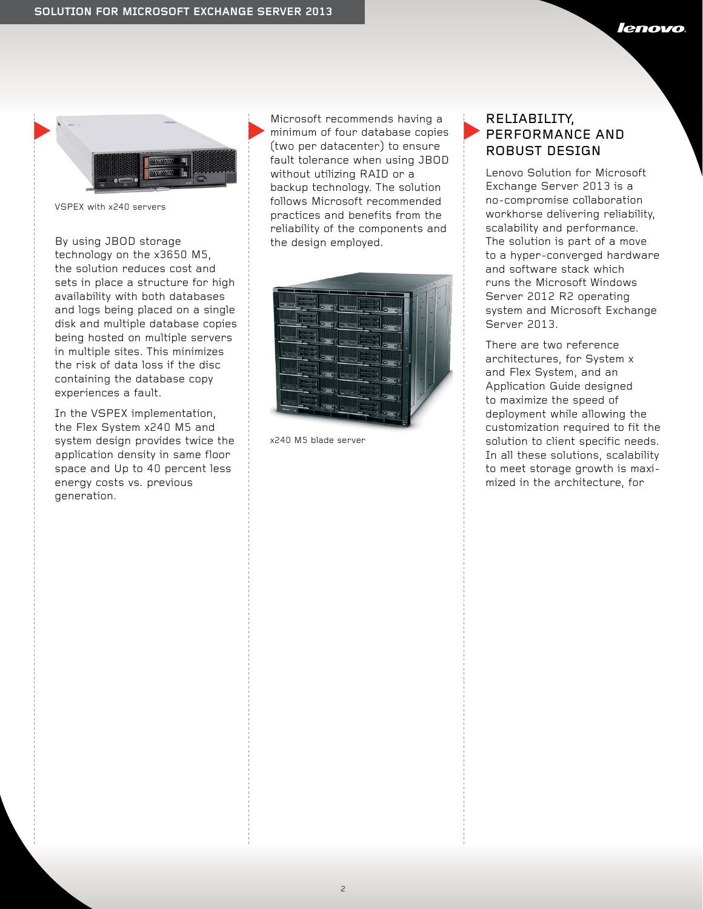VSPEX with x240 servers

By using JBOD storage technology on the x3650 M5, the solution reduces cost and sets in place a structure for high availability with both databases and logs being placed on a single disk and multiple database copies being hosted on multiple servers in multiple sites. This minimizes the risk of data loss if the disc containing the database copy experiences a fault.

In the VSPEX implementation, the Flex System x240 M5 and system design provides twice the application density in same floor space and Up to 40 percent less energy costs vs. previous generation.

Microsoft recommends having a minimum of four database copies (two per datacenter) to ensure fault tolerance when using JBOD without utilizing RAID or a backup technology. The solution follows Microsoft recommended practices and benefits from the reliability of the components and the design employed.

x240 M5 blade server

## RELIABILITY, PERFORMANCE AND ROBUST DESIGN

Lenovo Solution for Microsoft Exchange Server 2013 is a no-compromise collaboration workhorse delivering reliability, scalability and performance. The solution is part of a move to a hyper-converged hardware and software stack which runs the Microsoft Windows Server 2012 R2 operating system and Microsoft Exchange Server 2013.

There are two reference architectures, for System x and Flex System, and an Application Guide designed to maximize the speed of deployment while allowing the customization required to fit the solution to client specific needs. In all these solutions, scalability to meet storage growth is maximized in the architecture, for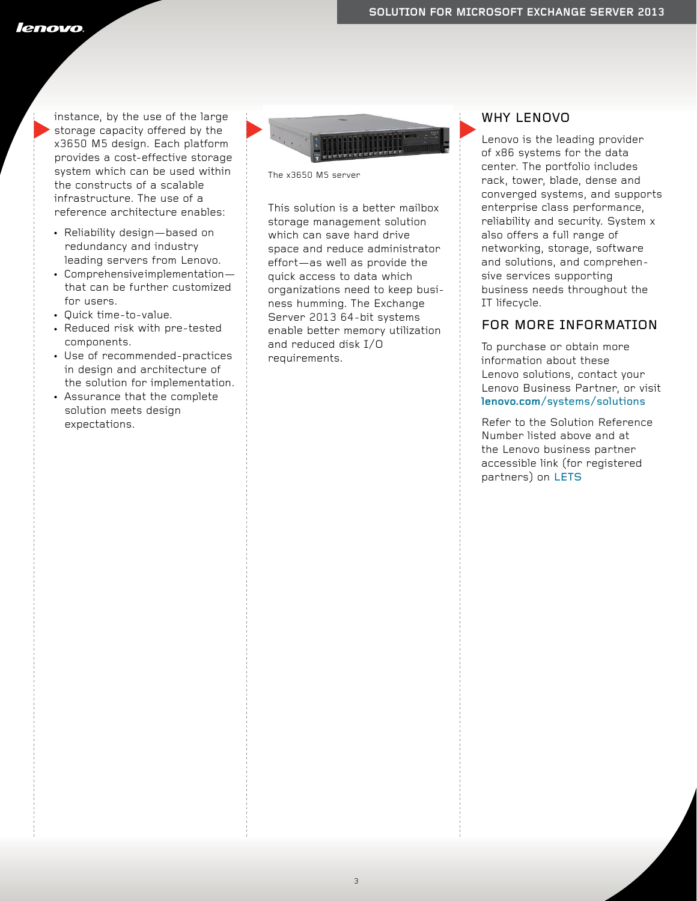instance, by the use of the large storage capacity offered by the x3650 M5 design. Each platform provides a cost-effective storage system which can be used within the constructs of a scalable infrastructure. The use of a reference architecture enables:

- Reliability design—based on redundancy and industry leading servers from Lenovo.
- Comprehensiveimplementation—that can be further customized for users.
- Quick time-to-value.
- Reduced risk with pre-tested components.
- Use of recommended-practices in design and architecture of the solution for implementation.
- Assurance that the complete solution meets design expectations.

The x3650 M5 server

This solution is a better mailbox storage management solution which can save hard drive space and reduce administrator effort—as well as provide the quick access to data which organizations need to keep business humming. The Exchange Server 2013 64-bit systems enable better memory utilization and reduced disk I/O requirements.

## WHY LENOVO

Lenovo is the leading provider of x86 systems for the data center. The portfolio includes rack, tower, blade, dense and converged systems, and supports enterprise class performance, reliability and security. System x also offers a full range of networking, storage, software and solutions, and comprehensive services supporting business needs throughout the IT lifecycle.

## FOR MORE INFORMATION

To purchase or obtain more information about these Lenovo solutions, contact your Lenovo Business Partner, or visit **lenovo.com/systems/solutions**

Refer to the Solution Reference Number listed above and at the Lenovo business partner accessible link (for registered partners) on LETS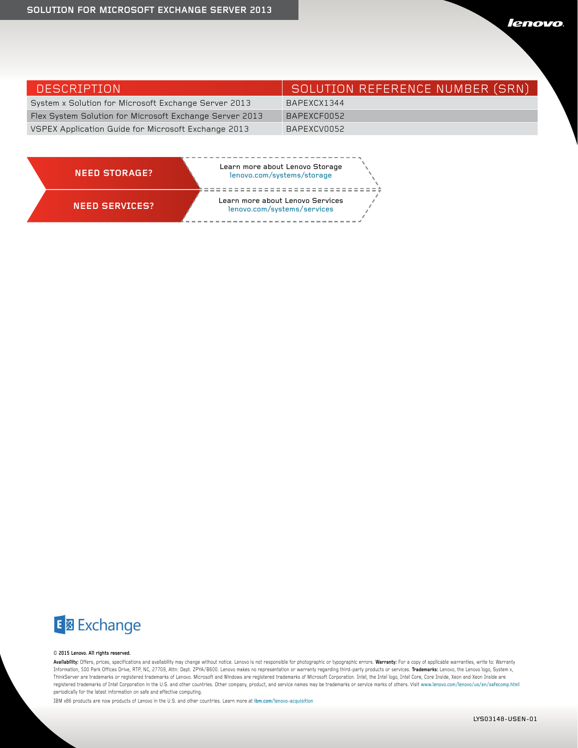| DESCRIPTION | SOLUTION REFERENCE NUMBER (SRN) |
|---|---|
| System x Solution for Microsoft Exchange Server 2013 | BAPEXCX1344 |
| Flex System Solution for Microsoft Exchange Server 2013 | BAPEXCF0052 |
| VSPEX Application Guide for Microsoft Exchange 2013 | BAPEXCV0052 |

**NEED STORAGE?**

Learn more about Lenovo Storage
lenovo.com/systems/storage

**NEED SERVICES?**

Learn more about Lenovo Services
lenovo.com/systems/services

Exchange

**© 2015 Lenovo. All rights reserved.**

**Availability:** Offers, prices, specifications and availability may change without notice. Lenovo is not responsible for photographic or typographic errors. **Warranty:** For a copy of applicable warranties, write to: Warranty Information, 500 Park Offices Drive, RTP, NC, 27709, Attn: Dept. ZPYA/B600. Lenovo makes no representation or warranty regarding third-party products or services. **Trademarks:** Lenovo, the Lenovo logo, System x, ThinkServer are trademarks or registered trademarks of Lenovo. Microsoft and Windows are registered trademarks of Microsoft Corporation. Intel, the Intel logo, Intel Core, Core Inside, Xeon and Xeon Inside are registered trademarks of Intel Corporation in the U.S. and other countries. Other company, product, and service names may be trademarks or service marks of others. Visit www.lenovo.com/lenovo/us/en/safecomp.html periodically for the latest information on safe and effective computing.

IBM x86 products are now products of Lenovo in the U.S. and other countries. Learn more at ibm.com/lenovo-acquisition

LYS03148-USEN-01